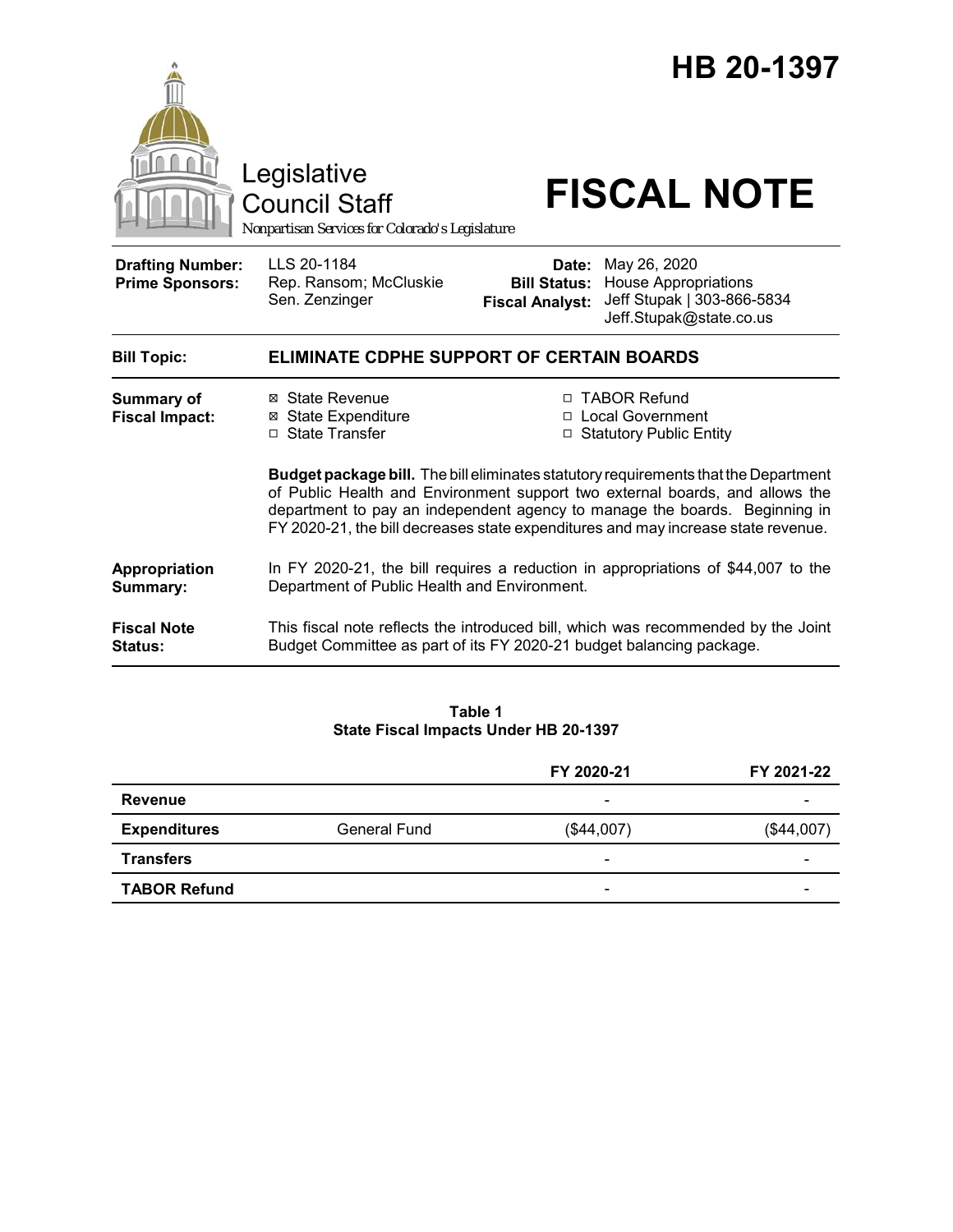# HB 20-1397

Legislative Council Staff

*Nonpartisan Services for Colorado's Legislature*

# FISCAL NOTE

| | | | |
|---|---|---|---|
| **Drafting Number:** | LLS 20-1184 | **Date:** | May 26, 2020 |
| **Prime Sponsors:** | Rep. Ransom; McCluskie<br>Sen. Zenzinger | **Bill Status:** | House Appropriations |
| | | **Fiscal Analyst:** | Jeff Stupak \| 303-866-5834<br>Jeff.Stupak@state.co.us |

**Bill Topic:** **ELIMINATE CDPHE SUPPORT OF CERTAIN BOARDS**

**Summary of Fiscal Impact:**

- ☒ State Revenue
- ☒ State Expenditure
- ☐ State Transfer
- ☐ TABOR Refund
- ☐ Local Government
- ☐ Statutory Public Entity

**Budget package bill.** The bill eliminates statutory requirements that the Department of Public Health and Environment support two external boards, and allows the department to pay an independent agency to manage the boards. Beginning in FY 2020-21, the bill decreases state expenditures and may increase state revenue.

**Appropriation Summary:** In FY 2020-21, the bill requires a reduction in appropriations of $44,007 to the Department of Public Health and Environment.

**Fiscal Note Status:** This fiscal note reflects the introduced bill, which was recommended by the Joint Budget Committee as part of its FY 2020-21 budget balancing package.

**Table 1**
**State Fiscal Impacts Under HB 20-1397**

| | | FY 2020-21 | FY 2021-22 |
|---|---|---|---|
| **Revenue** | | - | - |
| **Expenditures** | General Fund | ($44,007) | ($44,007) |
| **Transfers** | | - | - |
| **TABOR Refund** | | - | - |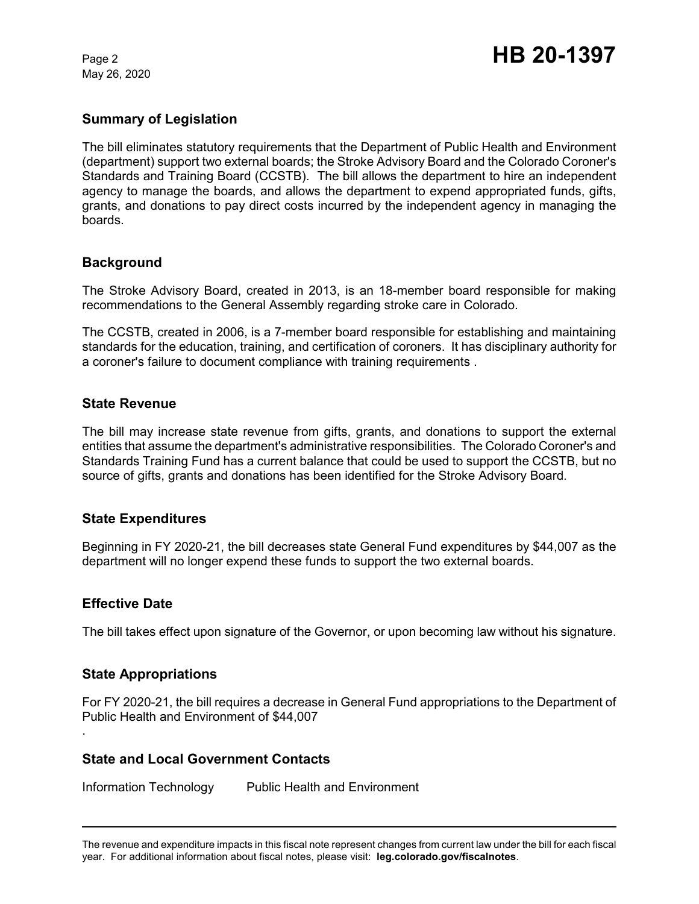## Summary of Legislation

The bill eliminates statutory requirements that the Department of Public Health and Environment (department) support two external boards; the Stroke Advisory Board and the Colorado Coroner's Standards and Training Board (CCSTB). The bill allows the department to hire an independent agency to manage the boards, and allows the department to expend appropriated funds, gifts, grants, and donations to pay direct costs incurred by the independent agency in managing the boards.

## Background

The Stroke Advisory Board, created in 2013, is an 18-member board responsible for making recommendations to the General Assembly regarding stroke care in Colorado.

The CCSTB, created in 2006, is a 7-member board responsible for establishing and maintaining standards for the education, training, and certification of coroners. It has disciplinary authority for a coroner's failure to document compliance with training requirements .

## State Revenue

The bill may increase state revenue from gifts, grants, and donations to support the external entities that assume the department's administrative responsibilities. The Colorado Coroner's and Standards Training Fund has a current balance that could be used to support the CCSTB, but no source of gifts, grants and donations has been identified for the Stroke Advisory Board.

## State Expenditures

Beginning in FY 2020-21, the bill decreases state General Fund expenditures by $44,007 as the department will no longer expend these funds to support the two external boards.

## Effective Date

The bill takes effect upon signature of the Governor, or upon becoming law without his signature.

## State Appropriations

For FY 2020-21, the bill requires a decrease in General Fund appropriations to the Department of Public Health and Environment of $44,007

.

## State and Local Government Contacts

Information Technology Public Health and Environment

The revenue and expenditure impacts in this fiscal note represent changes from current law under the bill for each fiscal year. For additional information about fiscal notes, please visit: **leg.colorado.gov/fiscalnotes**.